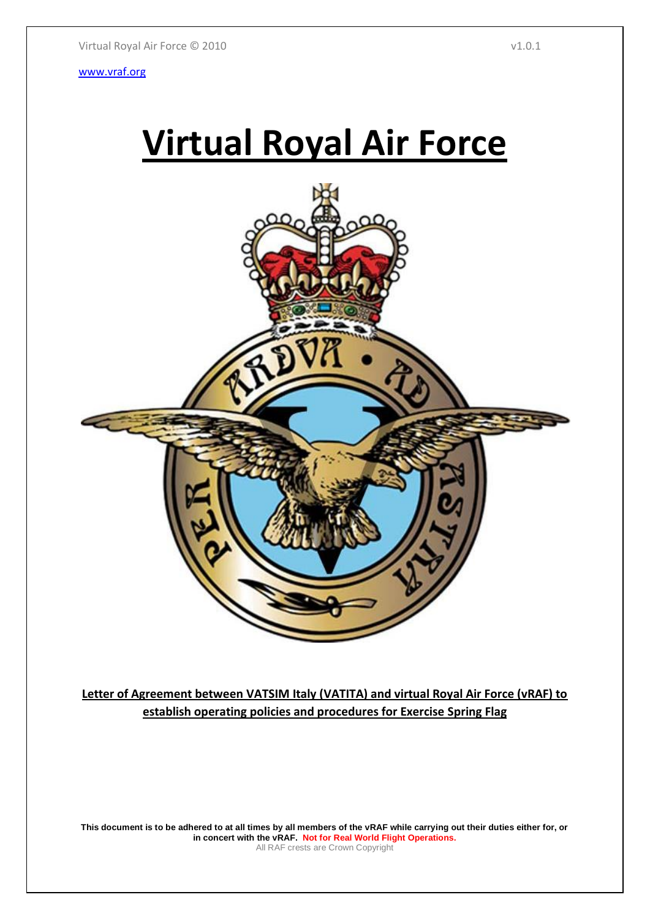Virtual Royal Air Force © 2010 v1.0.1

www.vraf.org

# Virtual Royal Air Force

**Letter of Agreement between VATSIM Italy (VATITA) and virtual Royal Air Force (vRAF) to establish operating policies and procedures for Exercise Spring Flag**

**This document is to be adhered to at all times by all members of the vRAF while carrying out their duties either for, or in concert with the vRAF. Not for Real World Flight Operations.**

All RAF crests are Crown Copyright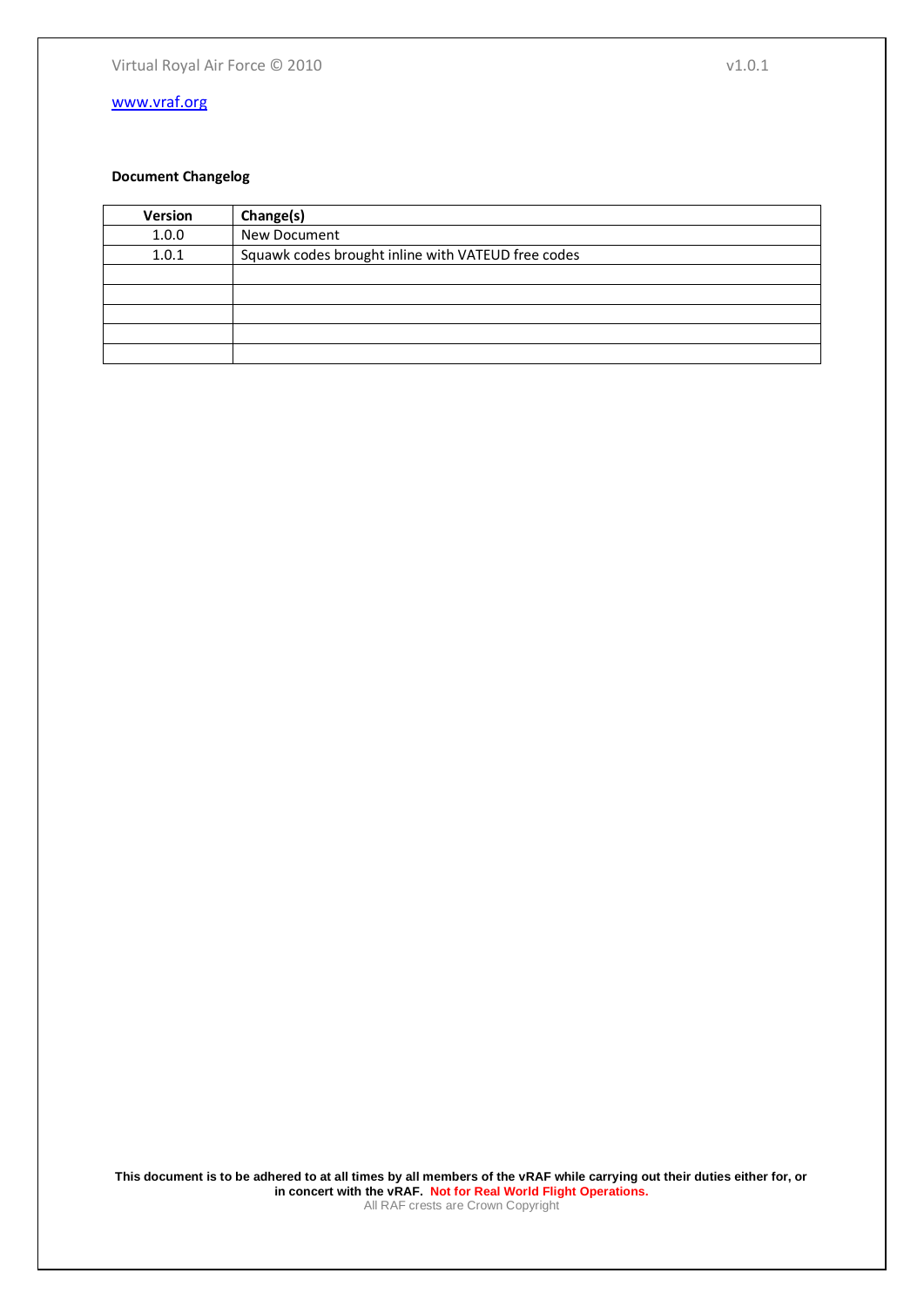**Document Changelog**

| Version | Change(s) |
| --- | --- |
| 1.0.0 | New Document |
| 1.0.1 | Squawk codes brought inline with VATEUD free codes |
| | |
| | |
| | |
| | |
| | |

**This document is to be adhered to at all times by all members of the vRAF while carrying out their duties either for, or in concert with the vRAF. Not for Real World Flight Operations.**

All RAF crests are Crown Copyright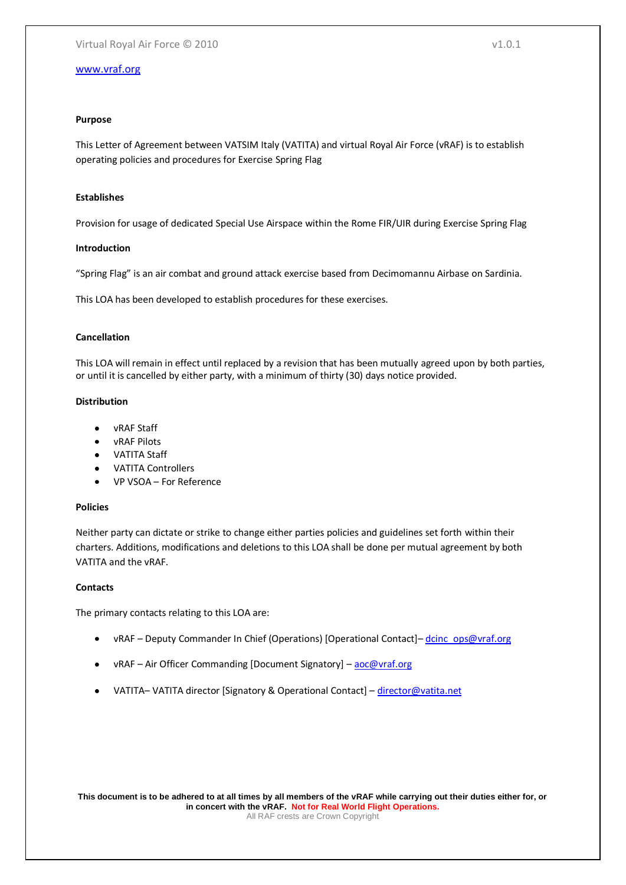www.vraf.org

**Purpose**

This Letter of Agreement between VATSIM Italy (VATITA) and virtual Royal Air Force (vRAF) is to establish operating policies and procedures for Exercise Spring Flag

**Establishes**

Provision for usage of dedicated Special Use Airspace within the Rome FIR/UIR during Exercise Spring Flag

**Introduction**

"Spring Flag" is an air combat and ground attack exercise based from Decimomannu Airbase on Sardinia.

This LOA has been developed to establish procedures for these exercises.

**Cancellation**

This LOA will remain in effect until replaced by a revision that has been mutually agreed upon by both parties, or until it is cancelled by either party, with a minimum of thirty (30) days notice provided.

**Distribution**

- vRAF Staff
- vRAF Pilots
- VATITA Staff
- VATITA Controllers
- VP VSOA – For Reference

**Policies**

Neither party can dictate or strike to change either parties policies and guidelines set forth within their charters. Additions, modifications and deletions to this LOA shall be done per mutual agreement by both VATITA and the vRAF.

**Contacts**

The primary contacts relating to this LOA are:

- vRAF – Deputy Commander In Chief (Operations) [Operational Contact]– dcinc_ops@vraf.org
- vRAF – Air Officer Commanding [Document Signatory] – aoc@vraf.org
- VATITA– VATITA director [Signatory & Operational Contact] – director@vatita.net

**This document is to be adhered to at all times by all members of the vRAF while carrying out their duties either for, or in concert with the vRAF. Not for Real World Flight Operations.**

All RAF crests are Crown Copyright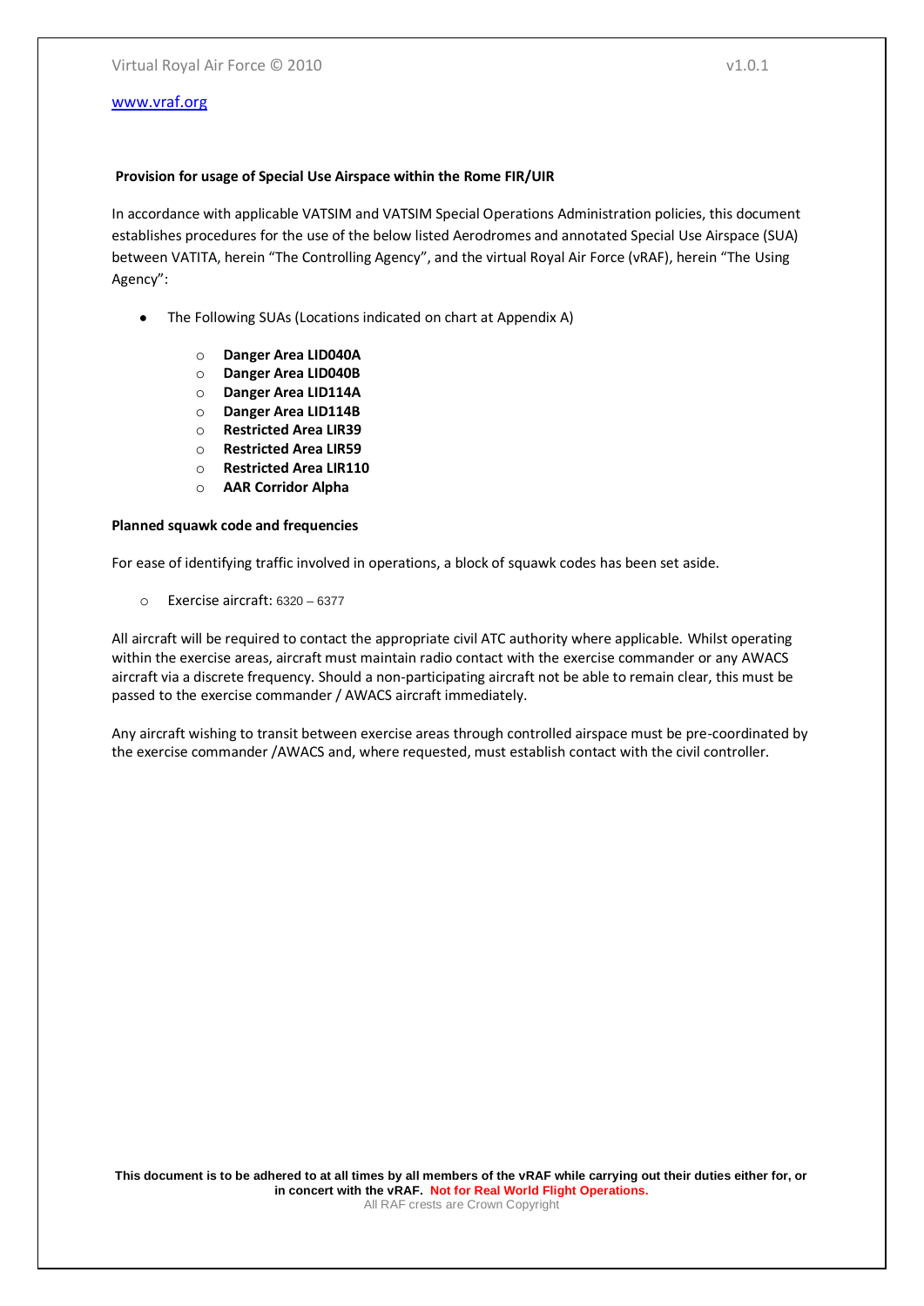**Provision for usage of Special Use Airspace within the Rome FIR/UIR**

In accordance with applicable VATSIM and VATSIM Special Operations Administration policies, this document establishes procedures for the use of the below listed Aerodromes and annotated Special Use Airspace (SUA) between VATITA, herein "The Controlling Agency", and the virtual Royal Air Force (vRAF), herein "The Using Agency":

- The Following SUAs (Locations indicated on chart at Appendix A)
  - **Danger Area LID040A**
  - **Danger Area LID040B**
  - **Danger Area LID114A**
  - **Danger Area LID114B**
  - **Restricted Area LIR39**
  - **Restricted Area LIR59**
  - **Restricted Area LIR110**
  - **AAR Corridor Alpha**

**Planned squawk code and frequencies**

For ease of identifying traffic involved in operations, a block of squawk codes has been set aside.

- Exercise aircraft: 6320 – 6377

All aircraft will be required to contact the appropriate civil ATC authority where applicable. Whilst operating within the exercise areas, aircraft must maintain radio contact with the exercise commander or any AWACS aircraft via a discrete frequency. Should a non-participating aircraft not be able to remain clear, this must be passed to the exercise commander / AWACS aircraft immediately.

Any aircraft wishing to transit between exercise areas through controlled airspace must be pre-coordinated by the exercise commander /AWACS and, where requested, must establish contact with the civil controller.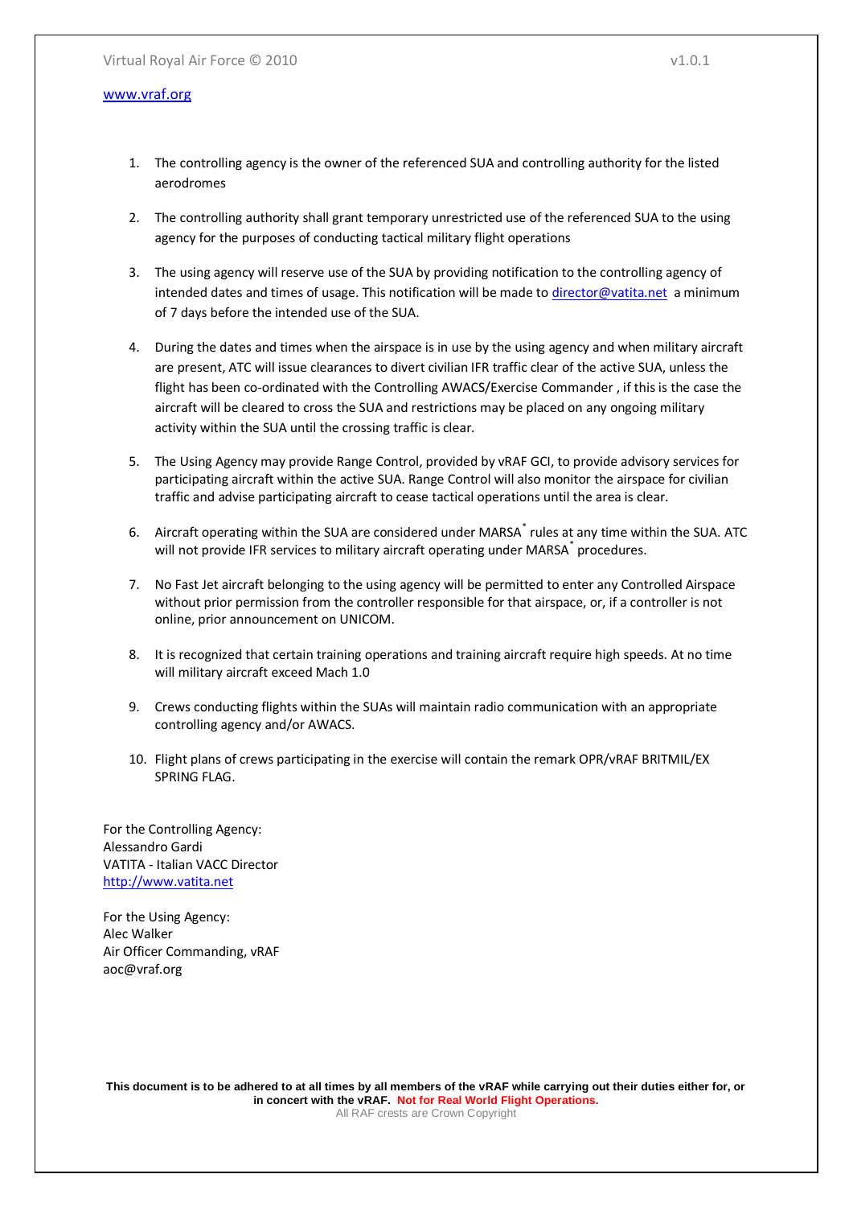1. The controlling agency is the owner of the referenced SUA and controlling authority for the listed aerodromes

2. The controlling authority shall grant temporary unrestricted use of the referenced SUA to the using agency for the purposes of conducting tactical military flight operations

3. The using agency will reserve use of the SUA by providing notification to the controlling agency of intended dates and times of usage. This notification will be made to director@vatita.net a minimum of 7 days before the intended use of the SUA.

4. During the dates and times when the airspace is in use by the using agency and when military aircraft are present, ATC will issue clearances to divert civilian IFR traffic clear of the active SUA, unless the flight has been co-ordinated with the Controlling AWACS/Exercise Commander , if this is the case the aircraft will be cleared to cross the SUA and restrictions may be placed on any ongoing military activity within the SUA until the crossing traffic is clear.

5. The Using Agency may provide Range Control, provided by vRAF GCI, to provide advisory services for participating aircraft within the active SUA. Range Control will also monitor the airspace for civilian traffic and advise participating aircraft to cease tactical operations until the area is clear.

6. Aircraft operating within the SUA are considered under MARSA* rules at any time within the SUA. ATC will not provide IFR services to military aircraft operating under MARSA* procedures.

7. No Fast Jet aircraft belonging to the using agency will be permitted to enter any Controlled Airspace without prior permission from the controller responsible for that airspace, or, if a controller is not online, prior announcement on UNICOM.

8. It is recognized that certain training operations and training aircraft require high speeds. At no time will military aircraft exceed Mach 1.0

9. Crews conducting flights within the SUAs will maintain radio communication with an appropriate controlling agency and/or AWACS.

10. Flight plans of crews participating in the exercise will contain the remark OPR/vRAF BRITMIL/EX SPRING FLAG.

For the Controlling Agency:
Alessandro Gardi
VATITA - Italian VACC Director
http://www.vatita.net

For the Using Agency:
Alec Walker
Air Officer Commanding, vRAF
aoc@vraf.org